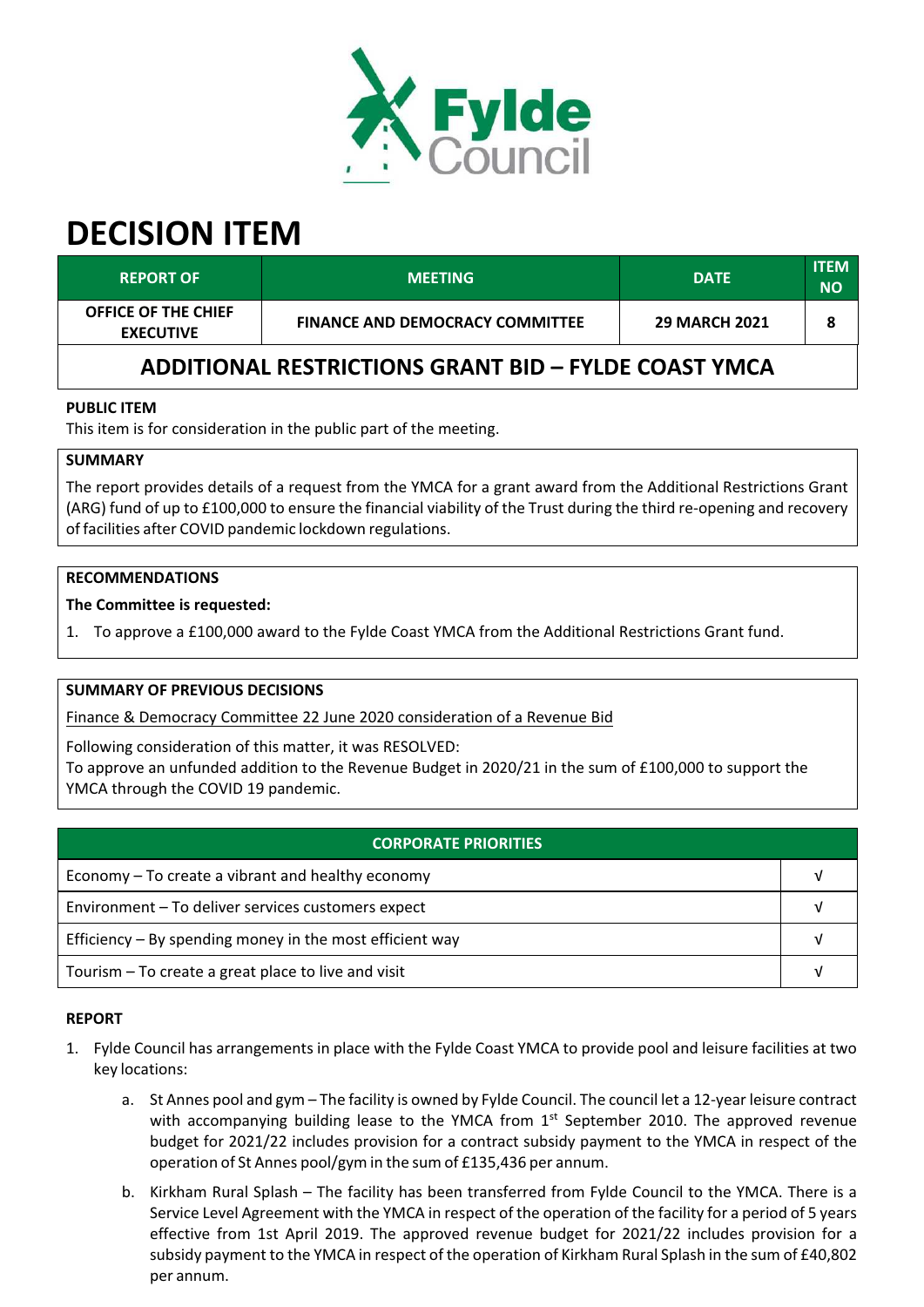# DECISION ITEM

| REPORT OF | MEETING | DATE | ITEM NO |
|---|---|---|---|
| OFFICE OF THE CHIEF EXECUTIVE | FINANCE AND DEMOCRACY COMMITTEE | 29 MARCH 2021 | 8 |

## ADDITIONAL RESTRICTIONS GRANT BID – FYLDE COAST YMCA

**PUBLIC ITEM**

This item is for consideration in the public part of the meeting.

**SUMMARY**

The report provides details of a request from the YMCA for a grant award from the Additional Restrictions Grant (ARG) fund of up to £100,000 to ensure the financial viability of the Trust during the third re-opening and recovery of facilities after COVID pandemic lockdown regulations.

**RECOMMENDATIONS**

**The Committee is requested:**

1. To approve a £100,000 award to the Fylde Coast YMCA from the Additional Restrictions Grant fund.

**SUMMARY OF PREVIOUS DECISIONS**

Finance & Democracy Committee 22 June 2020 consideration of a Revenue Bid

Following consideration of this matter, it was RESOLVED:
To approve an unfunded addition to the Revenue Budget in 2020/21 in the sum of £100,000 to support the YMCA through the COVID 19 pandemic.

| CORPORATE PRIORITIES | |
|---|---|
| Economy – To create a vibrant and healthy economy | √ |
| Environment – To deliver services customers expect | √ |
| Efficiency – By spending money in the most efficient way | √ |
| Tourism – To create a great place to live and visit | √ |

**REPORT**

1. Fylde Council has arrangements in place with the Fylde Coast YMCA to provide pool and leisure facilities at two key locations:

    a. St Annes pool and gym – The facility is owned by Fylde Council. The council let a 12-year leisure contract with accompanying building lease to the YMCA from 1st September 2010. The approved revenue budget for 2021/22 includes provision for a contract subsidy payment to the YMCA in respect of the operation of St Annes pool/gym in the sum of £135,436 per annum.

    b. Kirkham Rural Splash – The facility has been transferred from Fylde Council to the YMCA. There is a Service Level Agreement with the YMCA in respect of the operation of the facility for a period of 5 years effective from 1st April 2019. The approved revenue budget for 2021/22 includes provision for a subsidy payment to the YMCA in respect of the operation of Kirkham Rural Splash in the sum of £40,802 per annum.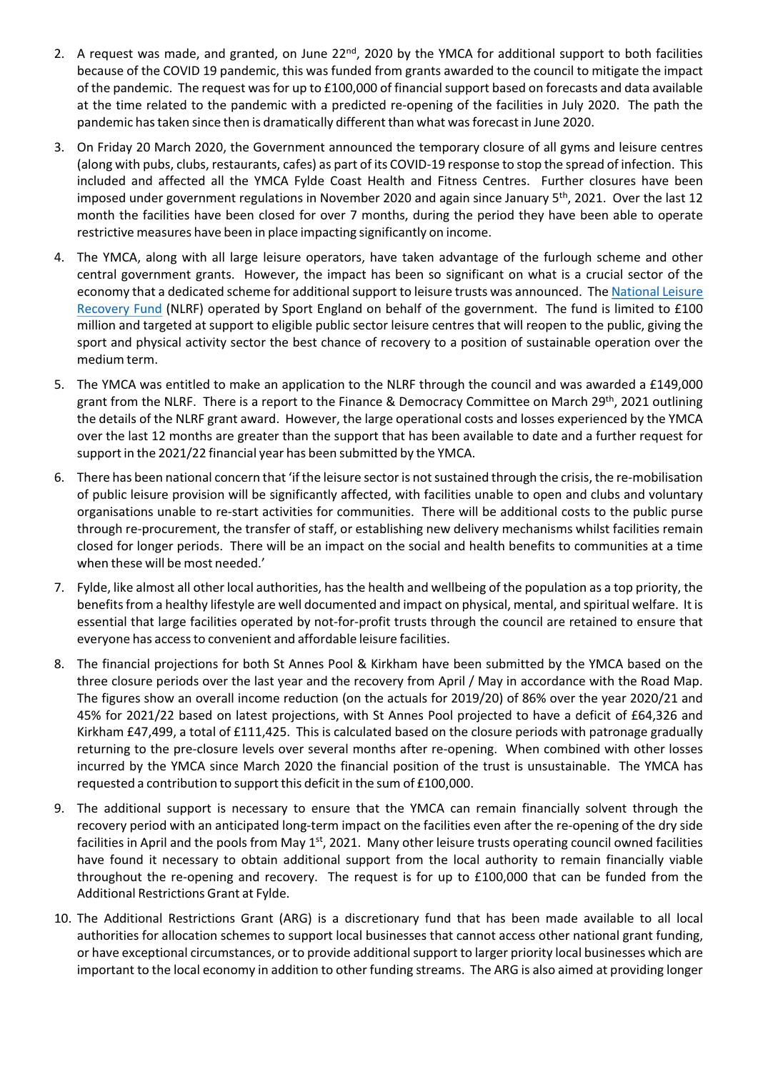2. A request was made, and granted, on June 22nd, 2020 by the YMCA for additional support to both facilities because of the COVID 19 pandemic, this was funded from grants awarded to the council to mitigate the impact of the pandemic. The request was for up to £100,000 of financial support based on forecasts and data available at the time related to the pandemic with a predicted re-opening of the facilities in July 2020. The path the pandemic has taken since then is dramatically different than what was forecast in June 2020.

3. On Friday 20 March 2020, the Government announced the temporary closure of all gyms and leisure centres (along with pubs, clubs, restaurants, cafes) as part of its COVID-19 response to stop the spread of infection. This included and affected all the YMCA Fylde Coast Health and Fitness Centres. Further closures have been imposed under government regulations in November 2020 and again since January 5th, 2021. Over the last 12 month the facilities have been closed for over 7 months, during the period they have been able to operate restrictive measures have been in place impacting significantly on income.

4. The YMCA, along with all large leisure operators, have taken advantage of the furlough scheme and other central government grants. However, the impact has been so significant on what is a crucial sector of the economy that a dedicated scheme for additional support to leisure trusts was announced. The National Leisure Recovery Fund (NLRF) operated by Sport England on behalf of the government. The fund is limited to £100 million and targeted at support to eligible public sector leisure centres that will reopen to the public, giving the sport and physical activity sector the best chance of recovery to a position of sustainable operation over the medium term.

5. The YMCA was entitled to make an application to the NLRF through the council and was awarded a £149,000 grant from the NLRF. There is a report to the Finance & Democracy Committee on March 29th, 2021 outlining the details of the NLRF grant award. However, the large operational costs and losses experienced by the YMCA over the last 12 months are greater than the support that has been available to date and a further request for support in the 2021/22 financial year has been submitted by the YMCA.

6. There has been national concern that 'if the leisure sector is not sustained through the crisis, the re-mobilisation of public leisure provision will be significantly affected, with facilities unable to open and clubs and voluntary organisations unable to re-start activities for communities. There will be additional costs to the public purse through re-procurement, the transfer of staff, or establishing new delivery mechanisms whilst facilities remain closed for longer periods. There will be an impact on the social and health benefits to communities at a time when these will be most needed.'

7. Fylde, like almost all other local authorities, has the health and wellbeing of the population as a top priority, the benefits from a healthy lifestyle are well documented and impact on physical, mental, and spiritual welfare. It is essential that large facilities operated by not-for-profit trusts through the council are retained to ensure that everyone has access to convenient and affordable leisure facilities.

8. The financial projections for both St Annes Pool & Kirkham have been submitted by the YMCA based on the three closure periods over the last year and the recovery from April / May in accordance with the Road Map. The figures show an overall income reduction (on the actuals for 2019/20) of 86% over the year 2020/21 and 45% for 2021/22 based on latest projections, with St Annes Pool projected to have a deficit of £64,326 and Kirkham £47,499, a total of £111,425. This is calculated based on the closure periods with patronage gradually returning to the pre-closure levels over several months after re-opening. When combined with other losses incurred by the YMCA since March 2020 the financial position of the trust is unsustainable. The YMCA has requested a contribution to support this deficit in the sum of £100,000.

9. The additional support is necessary to ensure that the YMCA can remain financially solvent through the recovery period with an anticipated long-term impact on the facilities even after the re-opening of the dry side facilities in April and the pools from May 1st, 2021. Many other leisure trusts operating council owned facilities have found it necessary to obtain additional support from the local authority to remain financially viable throughout the re-opening and recovery. The request is for up to £100,000 that can be funded from the Additional Restrictions Grant at Fylde.

10. The Additional Restrictions Grant (ARG) is a discretionary fund that has been made available to all local authorities for allocation schemes to support local businesses that cannot access other national grant funding, or have exceptional circumstances, or to provide additional support to larger priority local businesses which are important to the local economy in addition to other funding streams. The ARG is also aimed at providing longer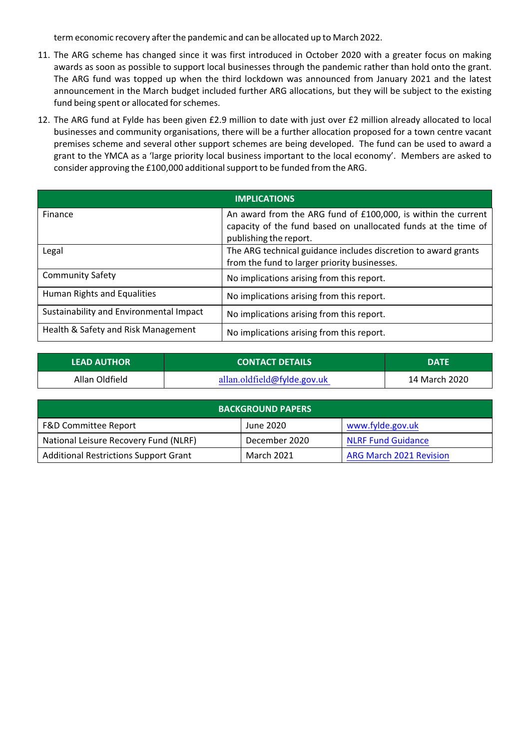term economic recovery after the pandemic and can be allocated up to March 2022.

11. The ARG scheme has changed since it was first introduced in October 2020 with a greater focus on making awards as soon as possible to support local businesses through the pandemic rather than hold onto the grant. The ARG fund was topped up when the third lockdown was announced from January 2021 and the latest announcement in the March budget included further ARG allocations, but they will be subject to the existing fund being spent or allocated for schemes.

12. The ARG fund at Fylde has been given £2.9 million to date with just over £2 million already allocated to local businesses and community organisations, there will be a further allocation proposed for a town centre vacant premises scheme and several other support schemes are being developed. The fund can be used to award a grant to the YMCA as a 'large priority local business important to the local economy'. Members are asked to consider approving the £100,000 additional support to be funded from the ARG.

| IMPLICATIONS | |
|---|---|
| Finance | An award from the ARG fund of £100,000, is within the current capacity of the fund based on unallocated funds at the time of publishing the report. |
| Legal | The ARG technical guidance includes discretion to award grants from the fund to larger priority businesses. |
| Community Safety | No implications arising from this report. |
| Human Rights and Equalities | No implications arising from this report. |
| Sustainability and Environmental Impact | No implications arising from this report. |
| Health & Safety and Risk Management | No implications arising from this report. |

| LEAD AUTHOR | CONTACT DETAILS | DATE |
|---|---|---|
| Allan Oldfield | allan.oldfield@fylde.gov.uk | 14 March 2020 |

| BACKGROUND PAPERS | | |
|---|---|---|
| F&D Committee Report | June 2020 | www.fylde.gov.uk |
| National Leisure Recovery Fund (NLRF) | December 2020 | NLRF Fund Guidance |
| Additional Restrictions Support Grant | March 2021 | ARG March 2021 Revision |